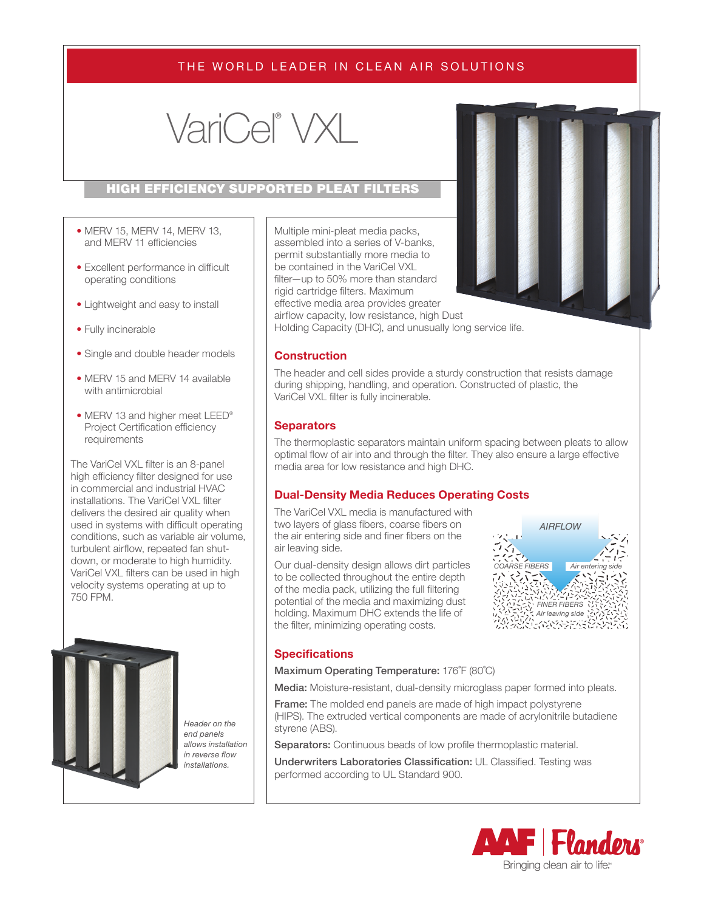THE WORLD LEADER IN CLEAN AIR SOLUTIONS

# VariCel® VXL

## HIGH EFFICIENCY SUPPORTED PLEAT FILTERS

- MERV 15, MERV 14, MERV 13, and MERV 11 efficiencies
- Excellent performance in difficult operating conditions
- Lightweight and easy to install
- Fully incinerable
- Single and double header models
- MERV 15 and MERV 14 available with antimicrobial
- MERV 13 and higher meet LEED® Project Certification efficiency requirements

The VariCel VXL filter is an 8-panel high efficiency filter designed for use in commercial and industrial HVAC installations. The VariCel VXL filter delivers the desired air quality when used in systems with difficult operating conditions, such as variable air volume, turbulent airflow, repeated fan shut-down, or moderate to high humidity. VariCel VXL filters can be used in high velocity systems operating at up to 750 FPM.

*Header on the end panels allows installation in reverse flow installations.*

Multiple mini-pleat media packs, assembled into a series of V-banks, permit substantially more media to be contained in the VariCel VXL filter—up to 50% more than standard rigid cartridge filters. Maximum effective media area provides greater airflow capacity, low resistance, high Dust Holding Capacity (DHC), and unusually long service life.

### Construction

The header and cell sides provide a sturdy construction that resists damage during shipping, handling, and operation. Constructed of plastic, the VariCel VXL filter is fully incinerable.

### Separators

The thermoplastic separators maintain uniform spacing between pleats to allow optimal flow of air into and through the filter. They also ensure a large effective media area for low resistance and high DHC.

### Dual-Density Media Reduces Operating Costs

The VariCel VXL media is manufactured with two layers of glass fibers, coarse fibers on the air entering side and finer fibers on the air leaving side.

Our dual-density design allows dirt particles to be collected throughout the entire depth of the media pack, utilizing the full filtering potential of the media and maximizing dust holding. Maximum DHC extends the life of the filter, minimizing operating costs.

AIRFLOW
COARSE FIBERS — Air entering side
FINER FIBERS — Air leaving side

### Specifications

**Maximum Operating Temperature:** 176˚F (80˚C)

**Media:** Moisture-resistant, dual-density microglass paper formed into pleats.

**Frame:** The molded end panels are made of high impact polystyrene (HIPS). The extruded vertical components are made of acrylonitrile butadiene styrene (ABS).

**Separators:** Continuous beads of low profile thermoplastic material.

**Underwriters Laboratories Classification:** UL Classified. Testing was performed according to UL Standard 900.

AAF | Flanders®
Bringing clean air to life.®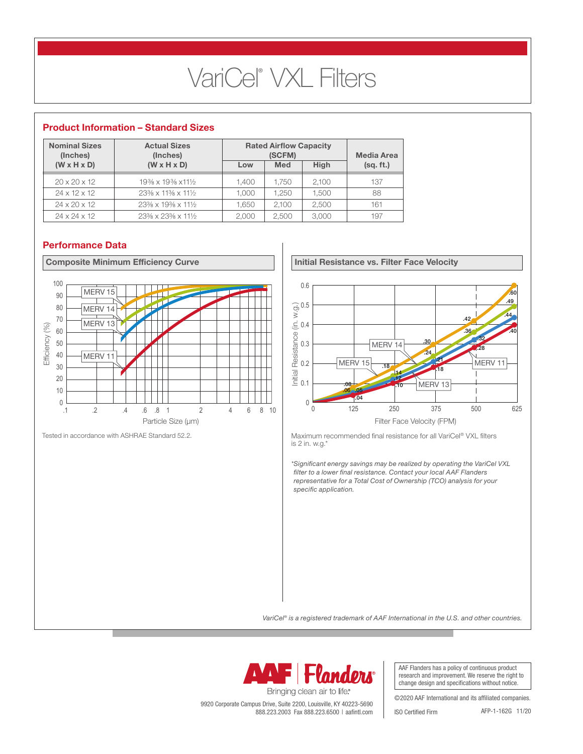# VariCel® VXL Filters

## Product Information – Standard Sizes

| Nominal Sizes (Inches) (W x H x D) | Actual Sizes (Inches) (W x H x D) | Rated Airflow Capacity (SCFM) | | | Media Area (sq. ft.) |
|---|---|---|---|---|---|
| | | Low | Med | High | |
| 20 x 20 x 12 | 19⅜ x 19⅜ x11½ | 1,400 | 1,750 | 2,100 | 137 |
| 24 x 12 x 12 | 23⅜ x 11⅜ x 11½ | 1,000 | 1,250 | 1,500 | 88 |
| 24 x 20 x 12 | 23⅜ x 19⅜ x 11½ | 1,650 | 2,100 | 2,500 | 161 |
| 24 x 24 x 12 | 23⅜ x 23⅜ x 11½ | 2,000 | 2,500 | 3,000 | 197 |

## Performance Data

### Composite Minimum Efficiency Curve

MERV 15
MERV 14
MERV 13
MERV 11

Efficiency (%)
0 10 20 30 40 50 60 70 80 90 100

Particle Size (µm)
.1 .2 .4 .6 .8 1 2 4 6 8 10

Tested in accordance with ASHRAE Standard 52.2.

### Initial Resistance vs. Filter Face Velocity

MERV 14
MERV 15
MERV 11
MERV 13

.60 .49 .44 .40 .42 .36 .32 .28 .30 .24 .21 .18 .18 .14 .12 .10 .08 .06 .05 .04

Initial Resistance (in. w.g.)
0 0.1 0.2 0.3 0.4 0.5 0.6

Filter Face Velocity (FPM)
0 125 250 375 500 625

Maximum recommended final resistance for all VariCel® VXL filters is 2 in. w.g.*

*\*Significant energy savings may be realized by operating the VariCel VXL filter to a lower final resistance. Contact your local AAF Flanders representative for a Total Cost of Ownership (TCO) analysis for your specific application.*

*VariCel® is a registered trademark of AAF International in the U.S. and other countries.*

AAF Flanders
Bringing clean air to life.®

9920 Corporate Campus Drive, Suite 2200, Louisville, KY 40223-5690
888.223.2003 Fax 888.223.6500 | aafintl.com

AAF Flanders has a policy of continuous product research and improvement. We reserve the right to change design and specifications without notice.

©2020 AAF International and its affiliated companies.

ISO Certified Firm AFP-1-162G 11/20